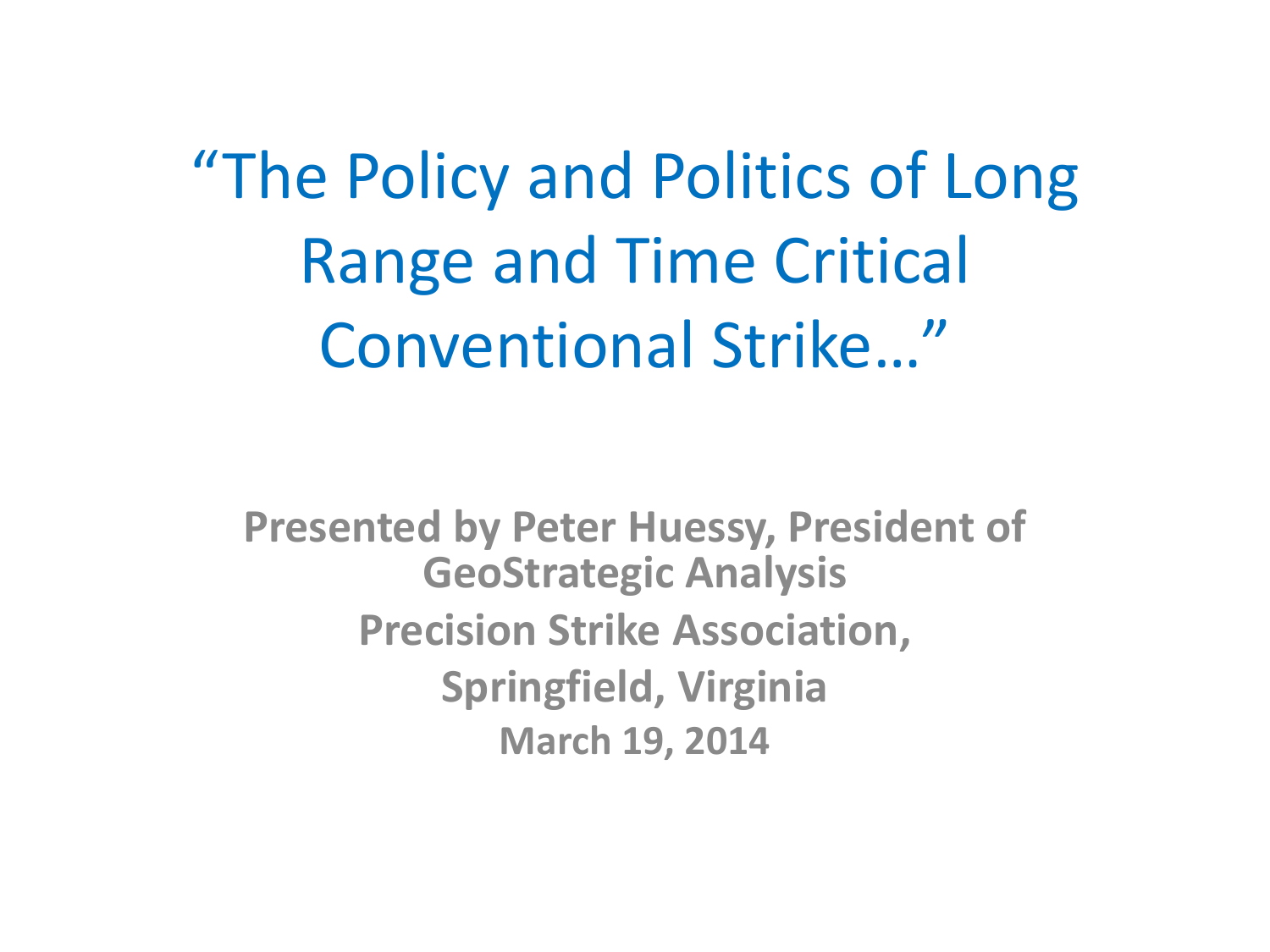# "The Policy and Politics of Long Range and Time Critical Conventional Strike…"

**Presented by Peter Huessy, President of GeoStrategic Analysis**

**Precision Strike Association,**

**Springfield, Virginia**

**March 19, 2014**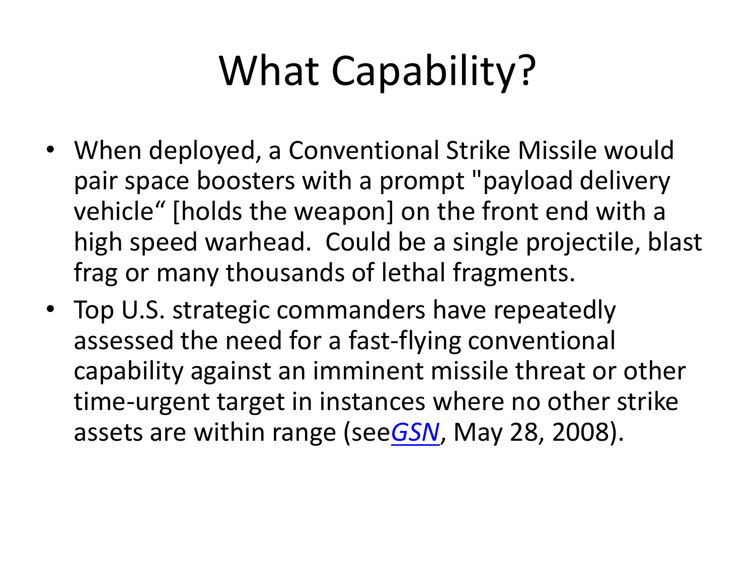# What Capability?

- When deployed, a Conventional Strike Missile would pair space boosters with a prompt "payload delivery vehicle“ [holds the weapon] on the front end with a high speed warhead. Could be a single projectile, blast frag or many thousands of lethal fragments.
- Top U.S. strategic commanders have repeatedly assessed the need for a fast-flying conventional capability against an imminent missile threat or other time-urgent target in instances where no other strike assets are within range (see*GSN*, May 28, 2008).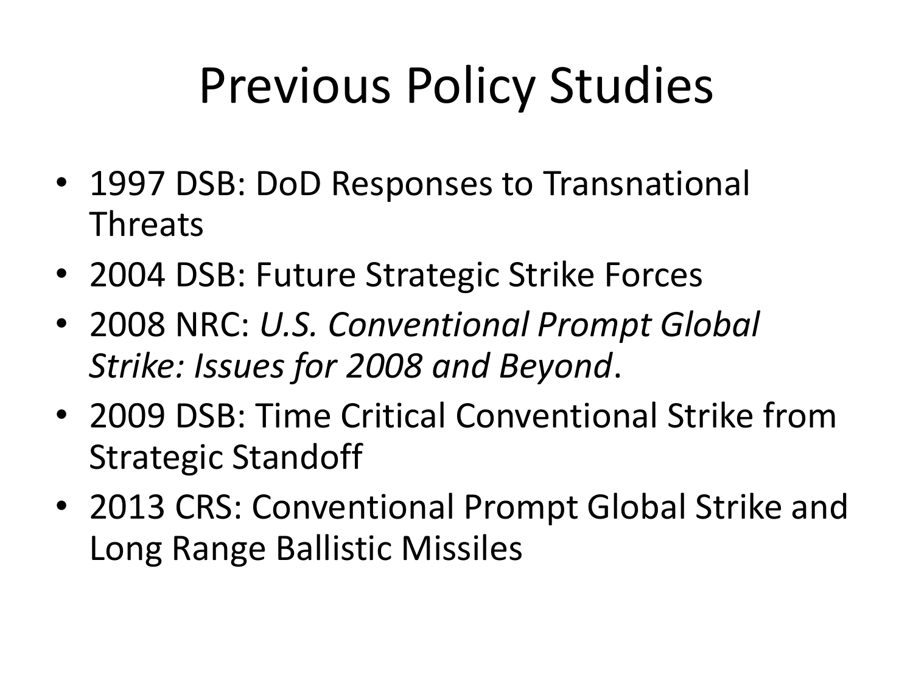# Previous Policy Studies

- 1997 DSB: DoD Responses to Transnational Threats
- 2004 DSB: Future Strategic Strike Forces
- 2008 NRC: *U.S. Conventional Prompt Global Strike: Issues for 2008 and Beyond*.
- 2009 DSB: Time Critical Conventional Strike from Strategic Standoff
- 2013 CRS: Conventional Prompt Global Strike and Long Range Ballistic Missiles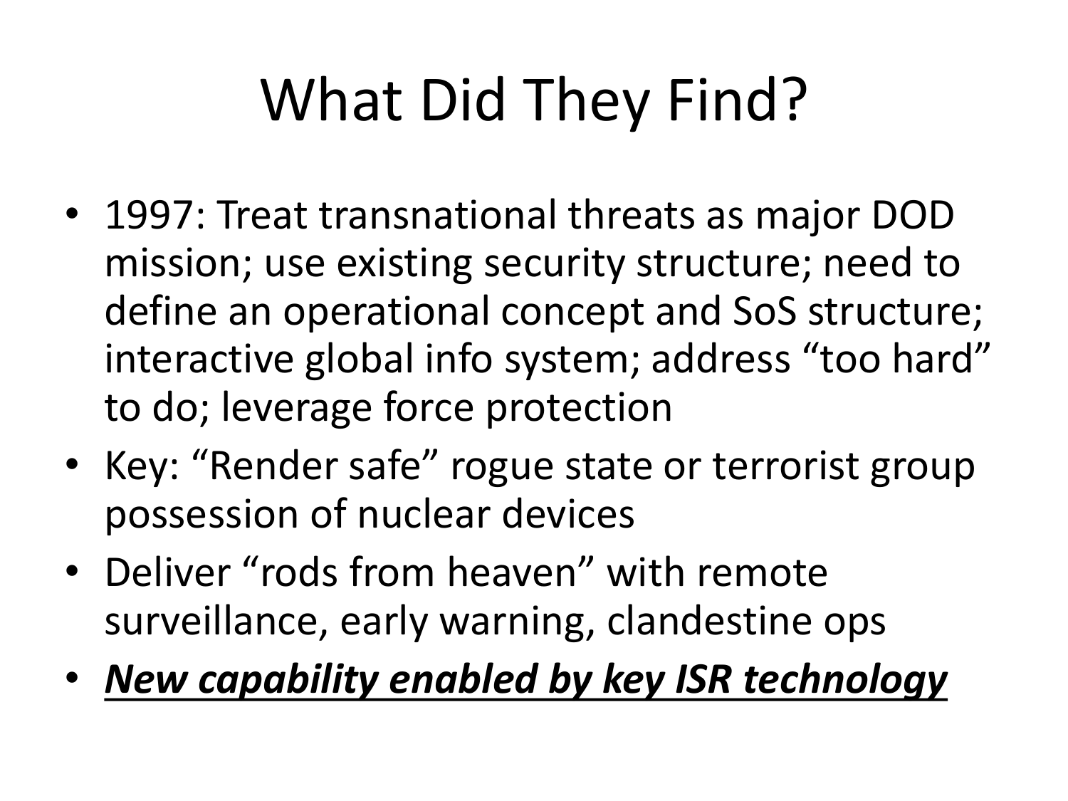# What Did They Find?

- 1997: Treat transnational threats as major DOD mission; use existing security structure; need to define an operational concept and SoS structure; interactive global info system; address “too hard” to do; leverage force protection
- Key: “Render safe” rogue state or terrorist group possession of nuclear devices
- Deliver “rods from heaven” with remote surveillance, early warning, clandestine ops
- ***<u>New capability enabled by key ISR technology</u>***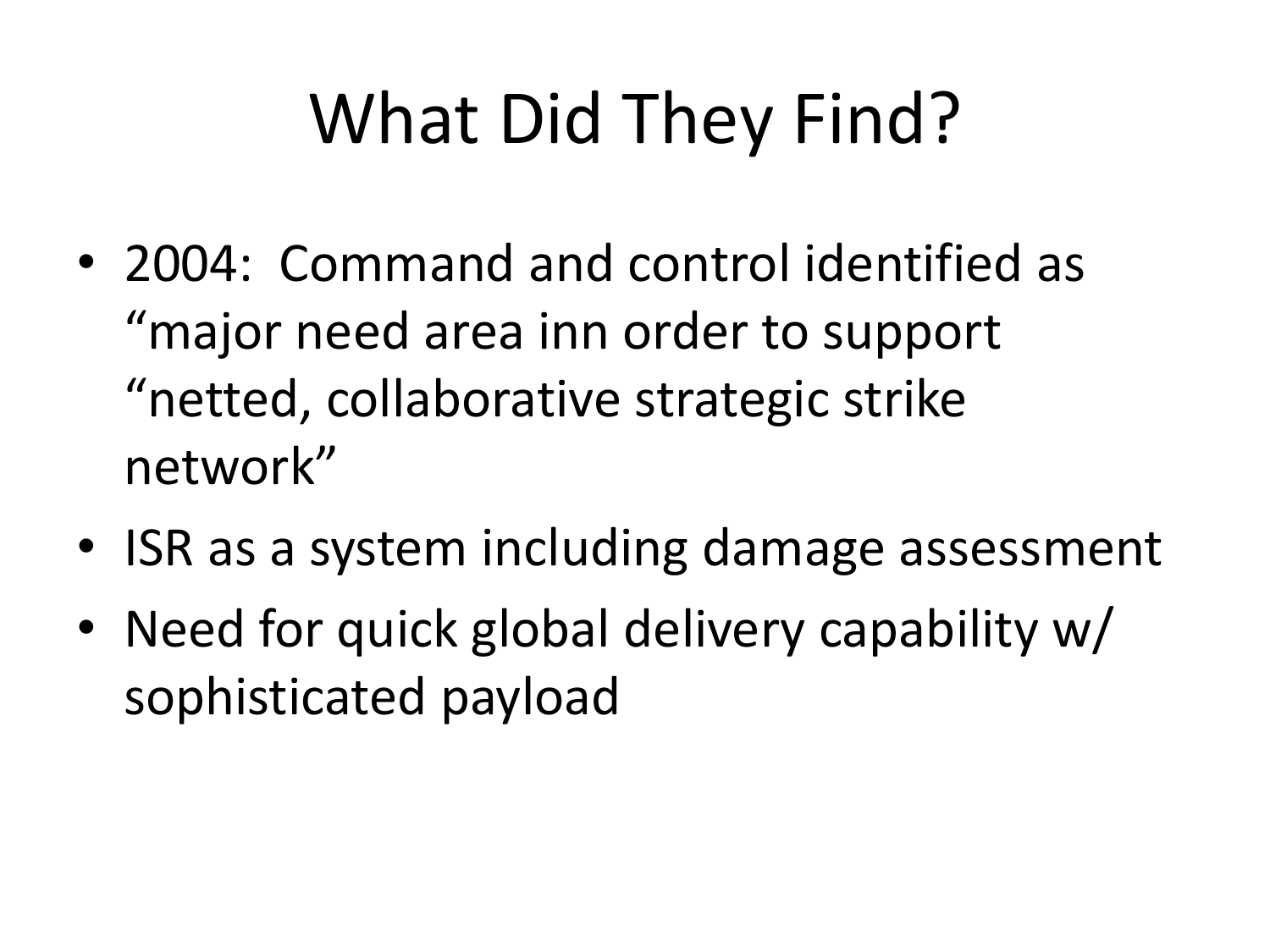# What Did They Find?

- 2004: Command and control identified as “major need area inn order to support “netted, collaborative strategic strike network”
- ISR as a system including damage assessment
- Need for quick global delivery capability w/ sophisticated payload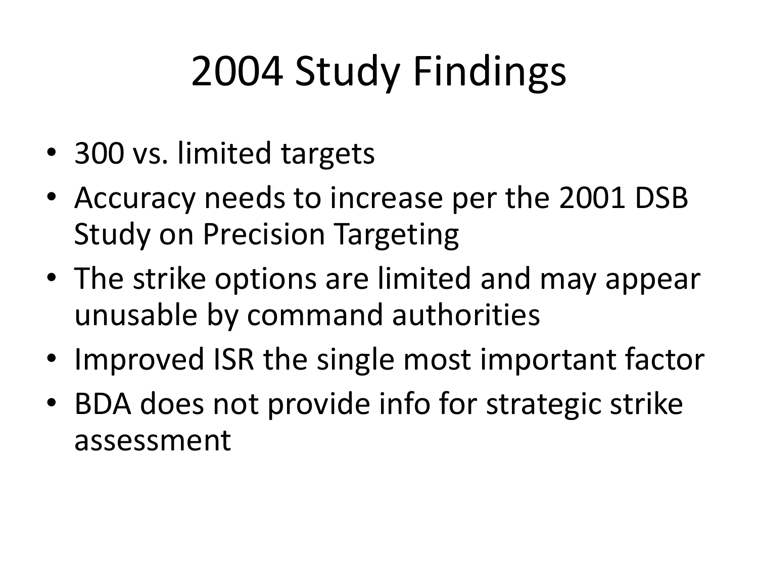# 2004 Study Findings

- 300 vs. limited targets
- Accuracy needs to increase per the 2001 DSB Study on Precision Targeting
- The strike options are limited and may appear unusable by command authorities
- Improved ISR the single most important factor
- BDA does not provide info for strategic strike assessment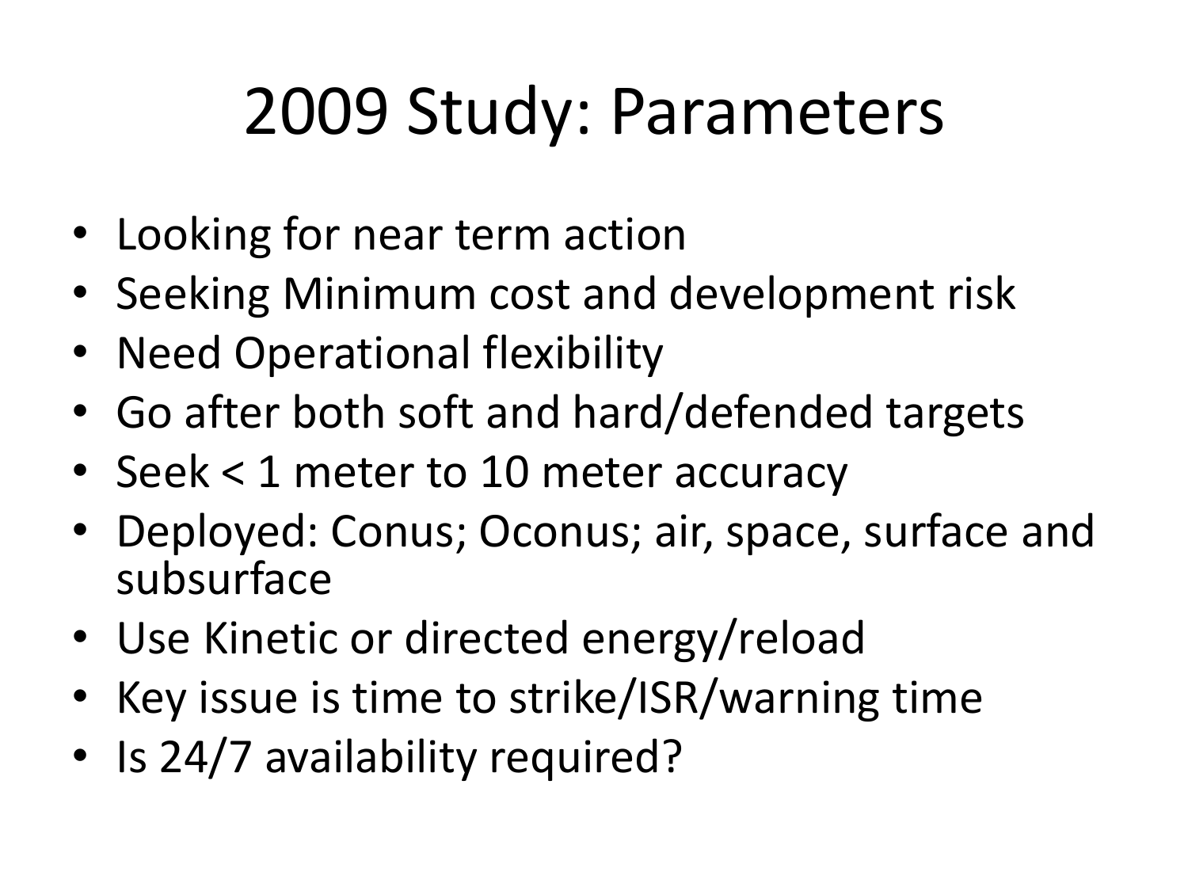# 2009 Study: Parameters

- Looking for near term action
- Seeking Minimum cost and development risk
- Need Operational flexibility
- Go after both soft and hard/defended targets
- Seek < 1 meter to 10 meter accuracy
- Deployed: Conus; Oconus; air, space, surface and subsurface
- Use Kinetic or directed energy/reload
- Key issue is time to strike/ISR/warning time
- Is 24/7 availability required?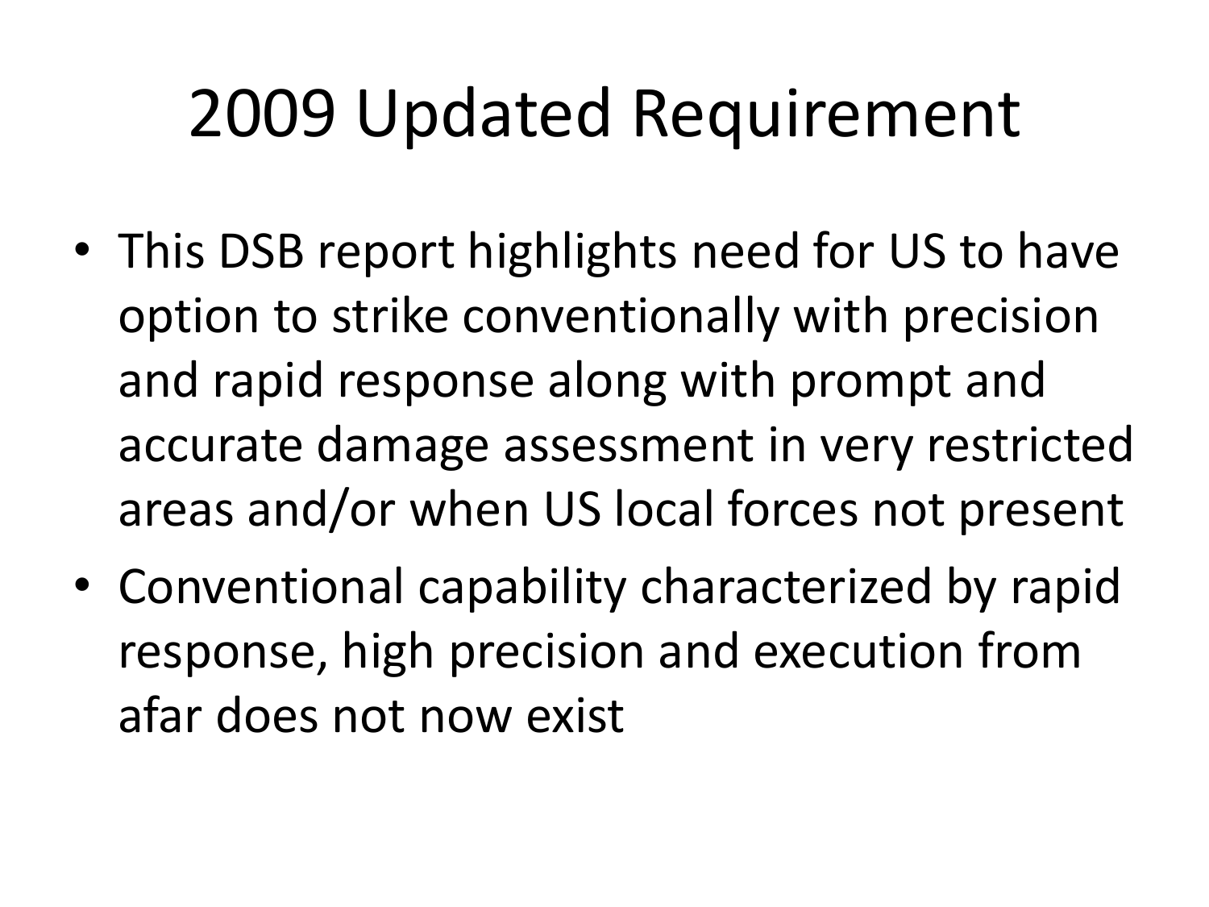# 2009 Updated Requirement

- This DSB report highlights need for US to have option to strike conventionally with precision and rapid response along with prompt and accurate damage assessment in very restricted areas and/or when US local forces not present
- Conventional capability characterized by rapid response, high precision and execution from afar does not now exist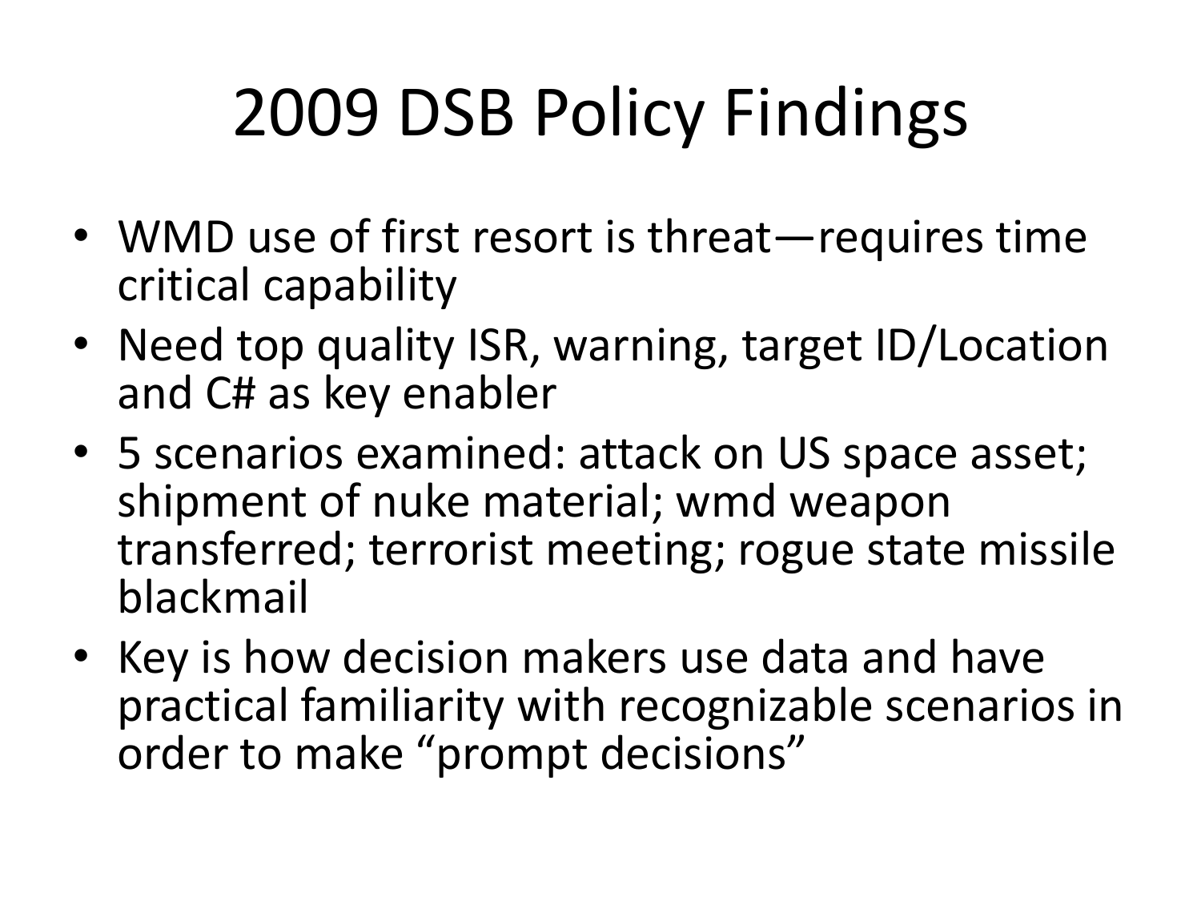# 2009 DSB Policy Findings

- WMD use of first resort is threat—requires time critical capability
- Need top quality ISR, warning, target ID/Location and C# as key enabler
- 5 scenarios examined: attack on US space asset; shipment of nuke material; wmd weapon transferred; terrorist meeting; rogue state missile blackmail
- Key is how decision makers use data and have practical familiarity with recognizable scenarios in order to make "prompt decisions"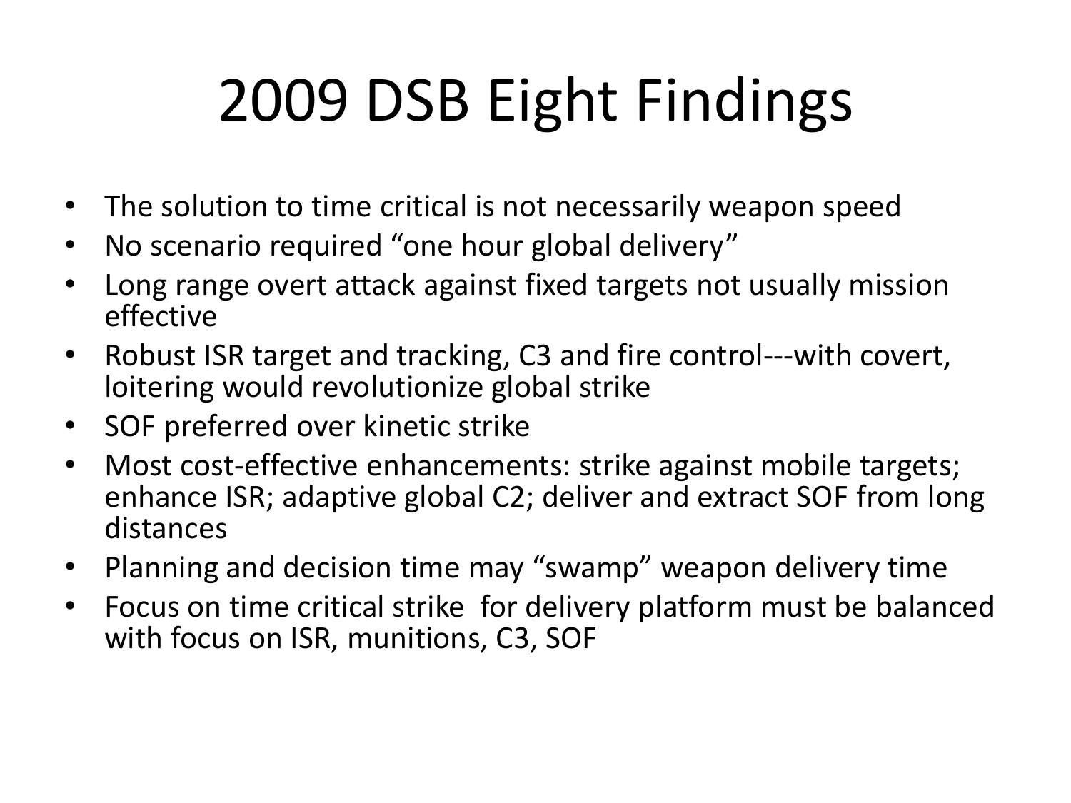# 2009 DSB Eight Findings

- The solution to time critical is not necessarily weapon speed
- No scenario required “one hour global delivery”
- Long range overt attack against fixed targets not usually mission effective
- Robust ISR target and tracking, C3 and fire control---with covert, loitering would revolutionize global strike
- SOF preferred over kinetic strike
- Most cost-effective enhancements: strike against mobile targets; enhance ISR; adaptive global C2; deliver and extract SOF from long distances
- Planning and decision time may “swamp” weapon delivery time
- Focus on time critical strike for delivery platform must be balanced with focus on ISR, munitions, C3, SOF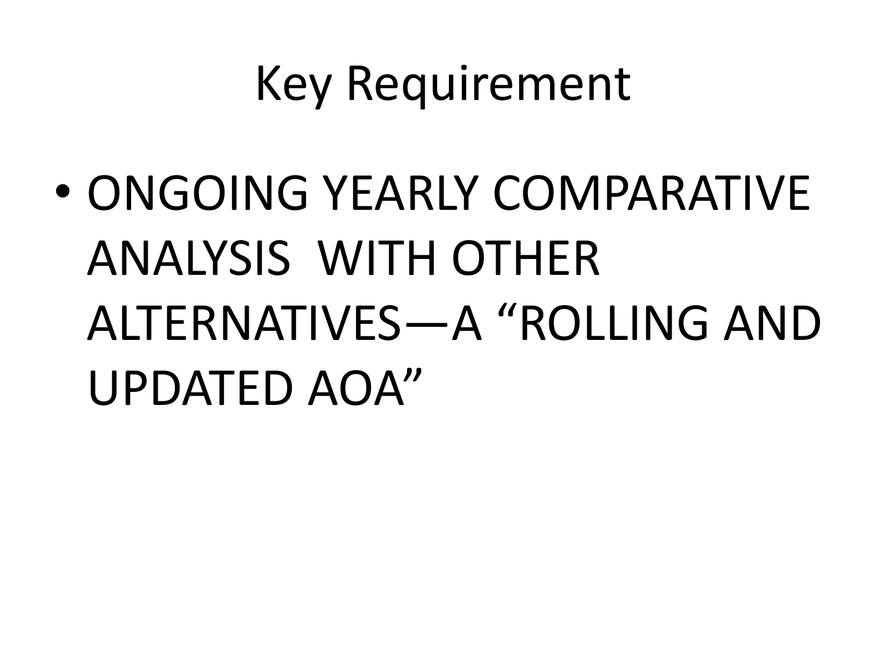# Key Requirement

- ONGOING YEARLY COMPARATIVE ANALYSIS WITH OTHER ALTERNATIVES—A "ROLLING AND UPDATED AOA"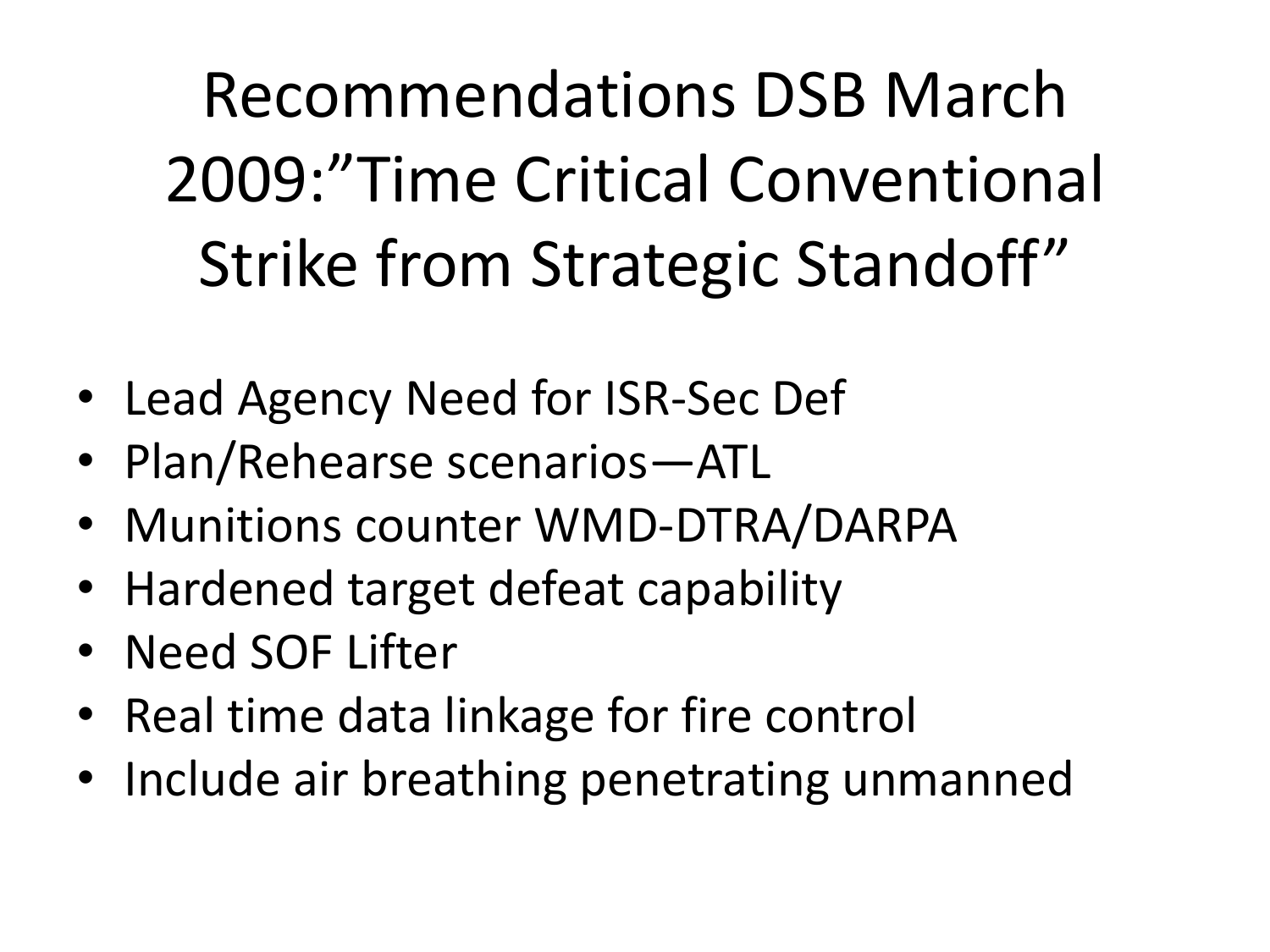# Recommendations DSB March 2009:"Time Critical Conventional Strike from Strategic Standoff"

- Lead Agency Need for ISR-Sec Def
- Plan/Rehearse scenarios—ATL
- Munitions counter WMD-DTRA/DARPA
- Hardened target defeat capability
- Need SOF Lifter
- Real time data linkage for fire control
- Include air breathing penetrating unmanned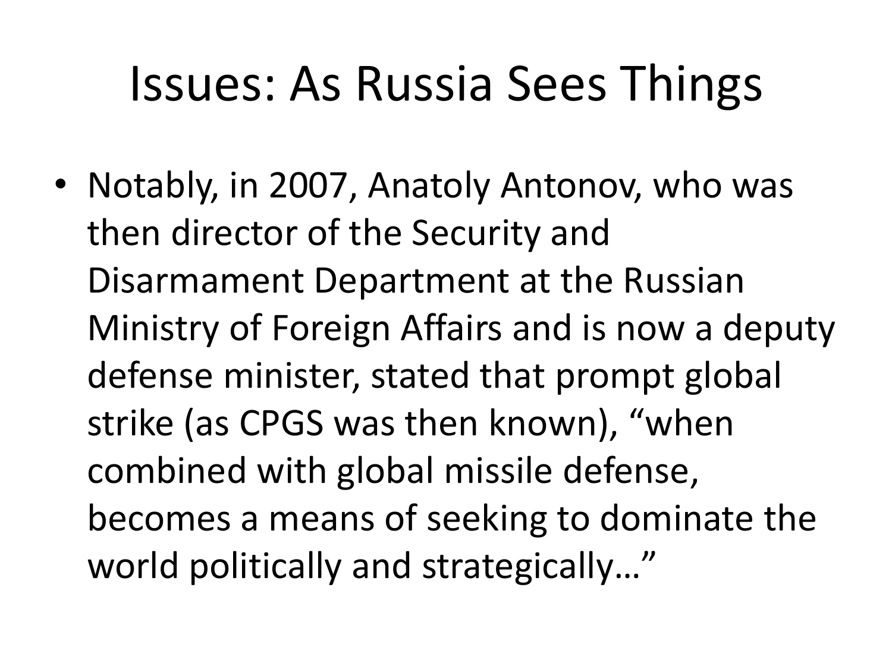# Issues: As Russia Sees Things

- Notably, in 2007, Anatoly Antonov, who was then director of the Security and Disarmament Department at the Russian Ministry of Foreign Affairs and is now a deputy defense minister, stated that prompt global strike (as CPGS was then known), "when combined with global missile defense, becomes a means of seeking to dominate the world politically and strategically…"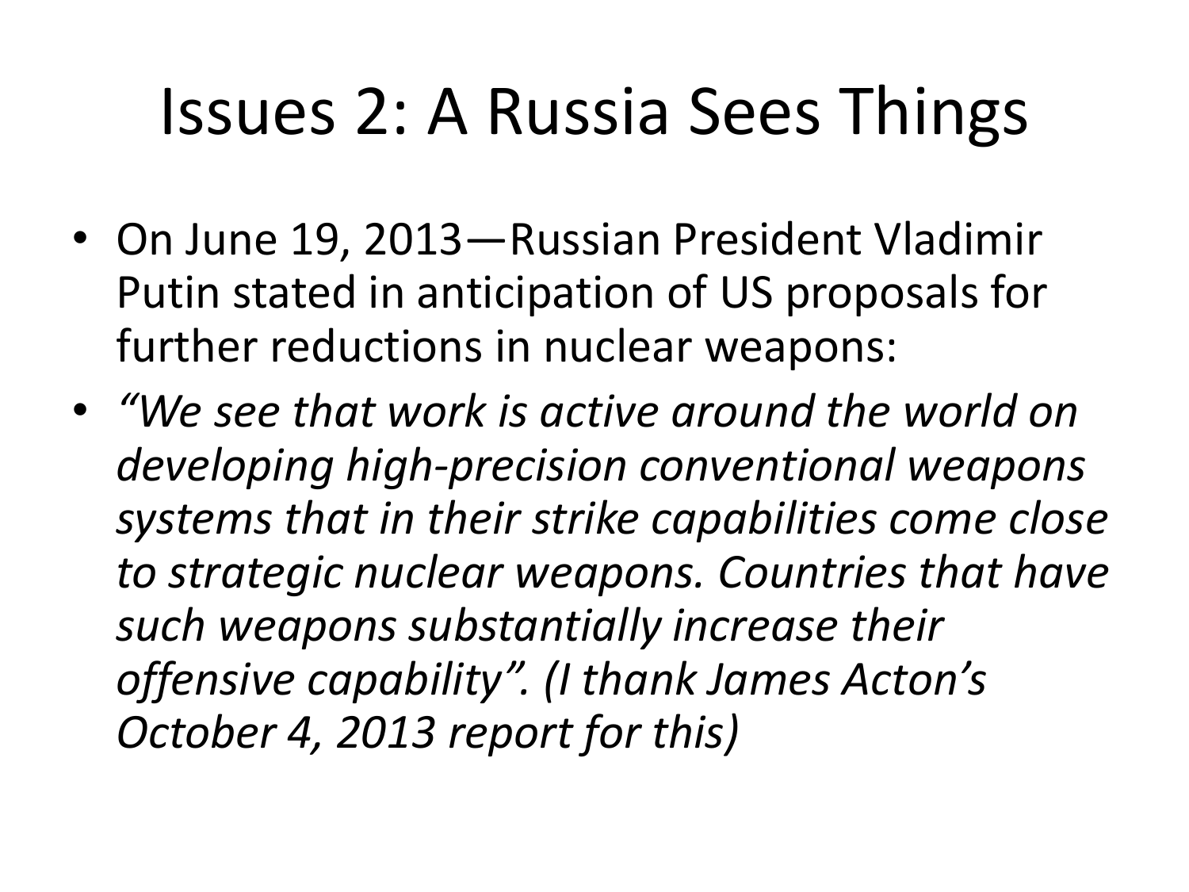# Issues 2: A Russia Sees Things

- On June 19, 2013—Russian President Vladimir Putin stated in anticipation of US proposals for further reductions in nuclear weapons:
- *“We see that work is active around the world on developing high-precision conventional weapons systems that in their strike capabilities come close to strategic nuclear weapons. Countries that have such weapons substantially increase their offensive capability”. (I thank James Acton’s October 4, 2013 report for this)*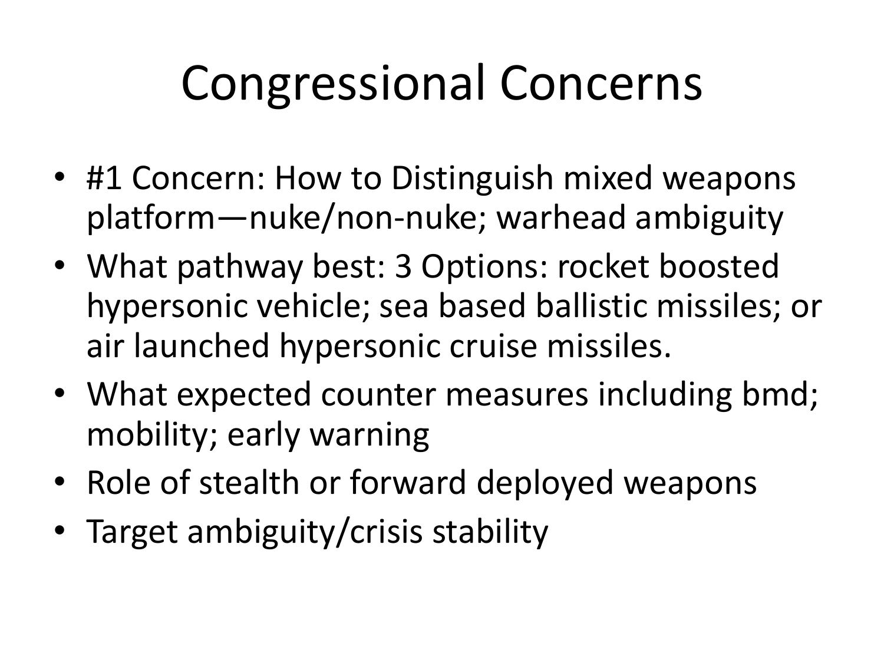# Congressional Concerns

- #1 Concern: How to Distinguish mixed weapons platform—nuke/non-nuke; warhead ambiguity
- What pathway best: 3 Options: rocket boosted hypersonic vehicle; sea based ballistic missiles; or air launched hypersonic cruise missiles.
- What expected counter measures including bmd; mobility; early warning
- Role of stealth or forward deployed weapons
- Target ambiguity/crisis stability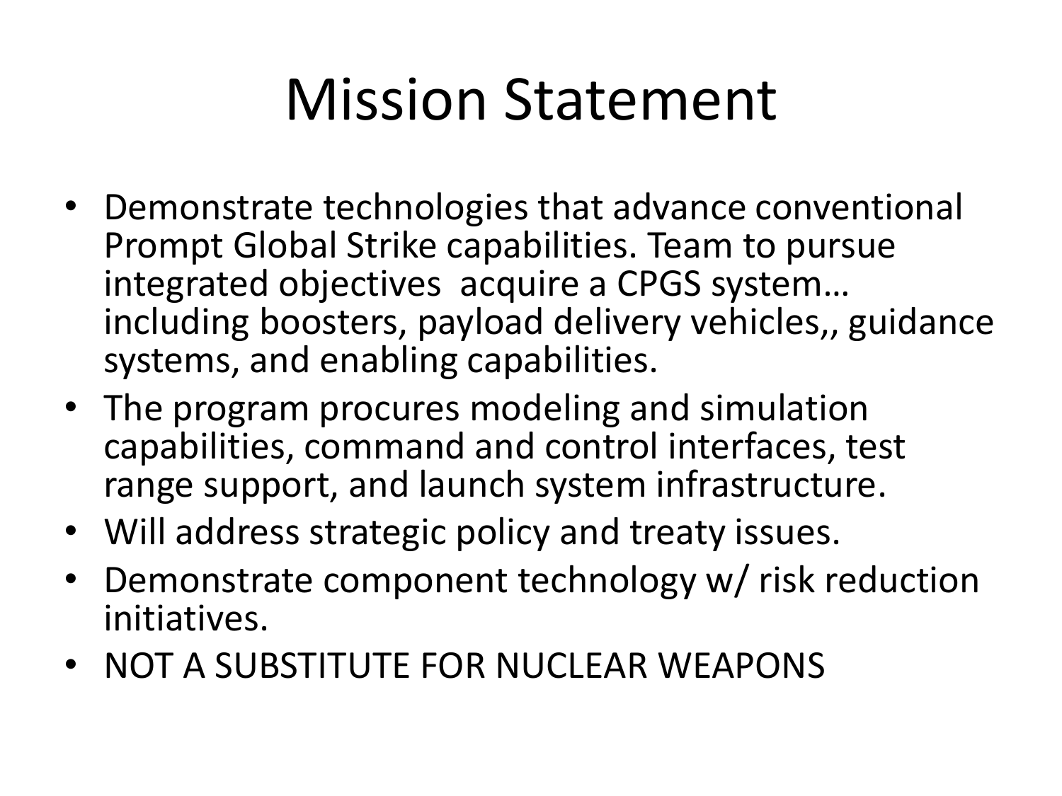# Mission Statement

- Demonstrate technologies that advance conventional Prompt Global Strike capabilities. Team to pursue integrated objectives  acquire a CPGS system… including boosters, payload delivery vehicles,, guidance systems, and enabling capabilities.
- The program procures modeling and simulation capabilities, command and control interfaces, test range support, and launch system infrastructure.
- Will address strategic policy and treaty issues.
- Demonstrate component technology w/ risk reduction initiatives.
- NOT A SUBSTITUTE FOR NUCLEAR WEAPONS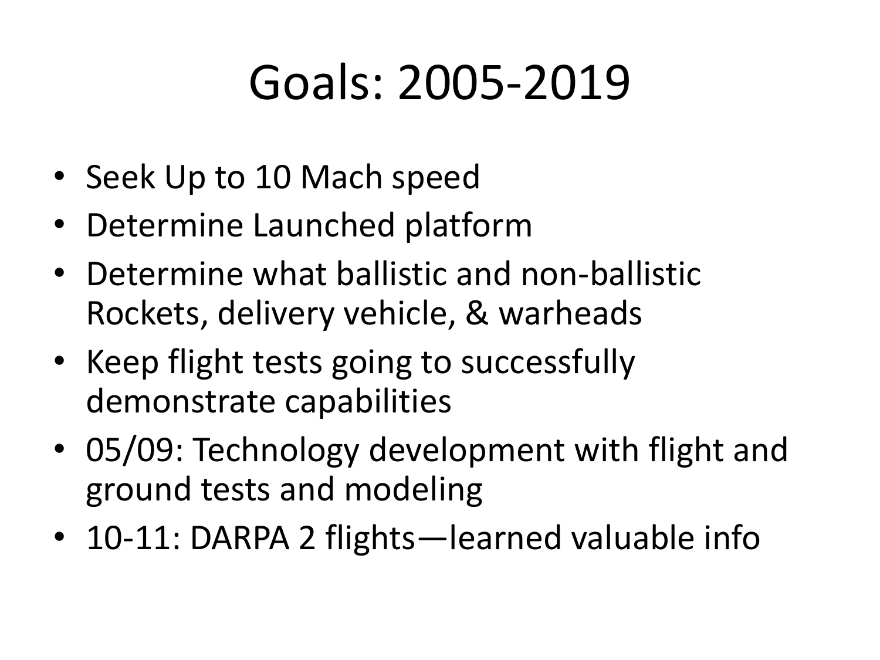# Goals: 2005-2019

- Seek Up to 10 Mach speed
- Determine Launched platform
- Determine what ballistic and non-ballistic Rockets, delivery vehicle, & warheads
- Keep flight tests going to successfully demonstrate capabilities
- 05/09: Technology development with flight and ground tests and modeling
- 10-11: DARPA 2 flights—learned valuable info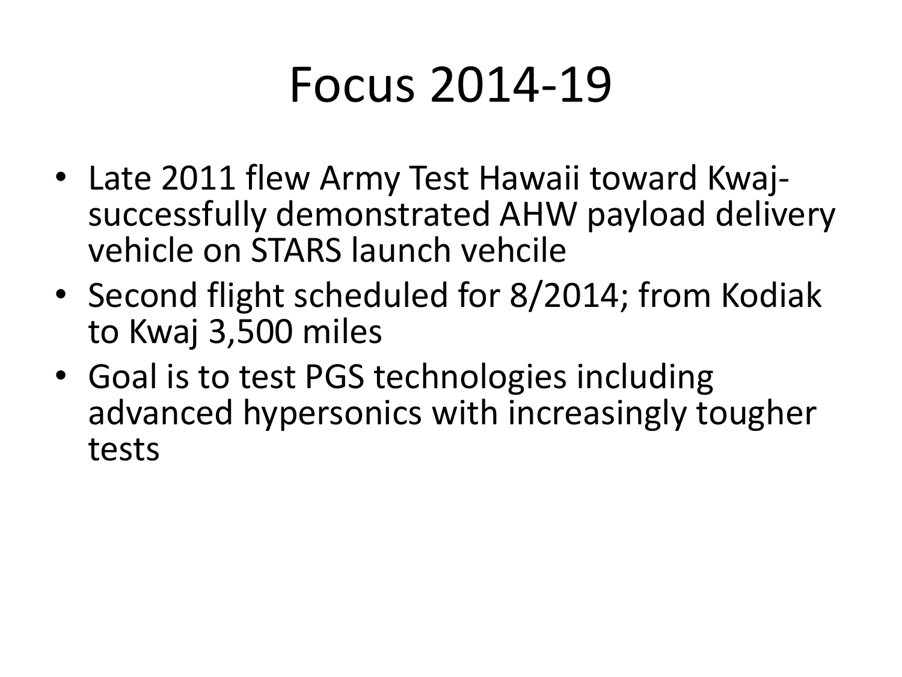# Focus 2014-19

- Late 2011 flew Army Test Hawaii toward Kwaj- successfully demonstrated AHW payload delivery vehicle on STARS launch vehcile
- Second flight scheduled for 8/2014; from Kodiak to Kwaj 3,500 miles
- Goal is to test PGS technologies including advanced hypersonics with increasingly tougher tests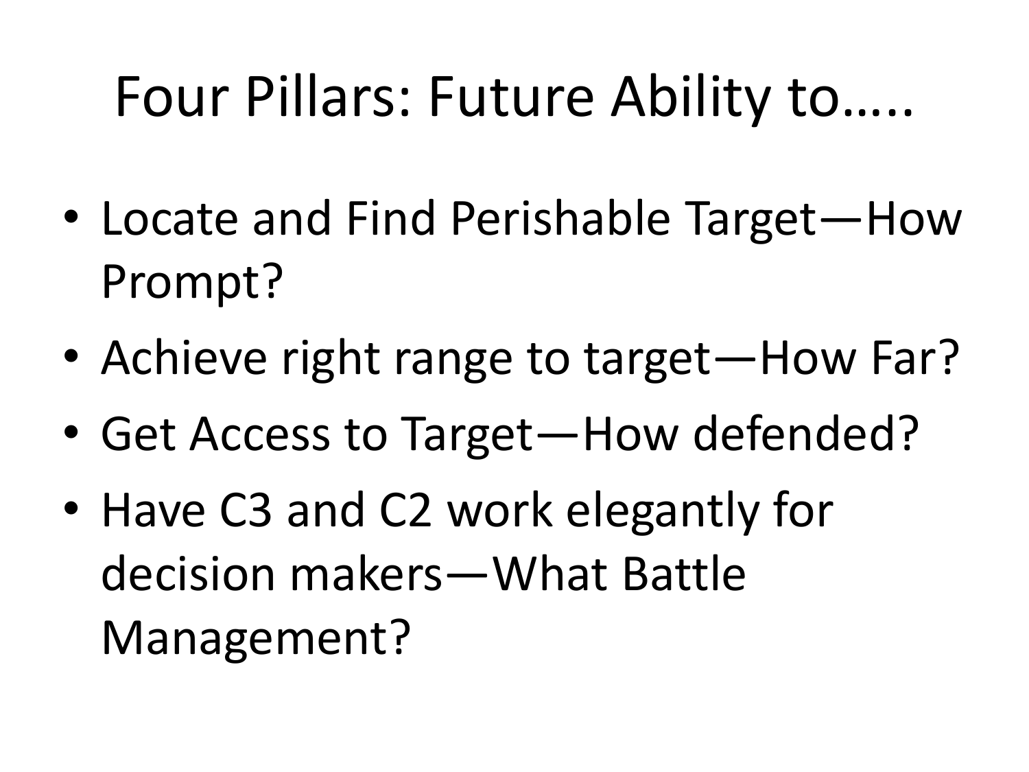# Four Pillars: Future Ability to.....

- Locate and Find Perishable Target—How Prompt?
- Achieve right range to target—How Far?
- Get Access to Target—How defended?
- Have C3 and C2 work elegantly for decision makers—What Battle Management?